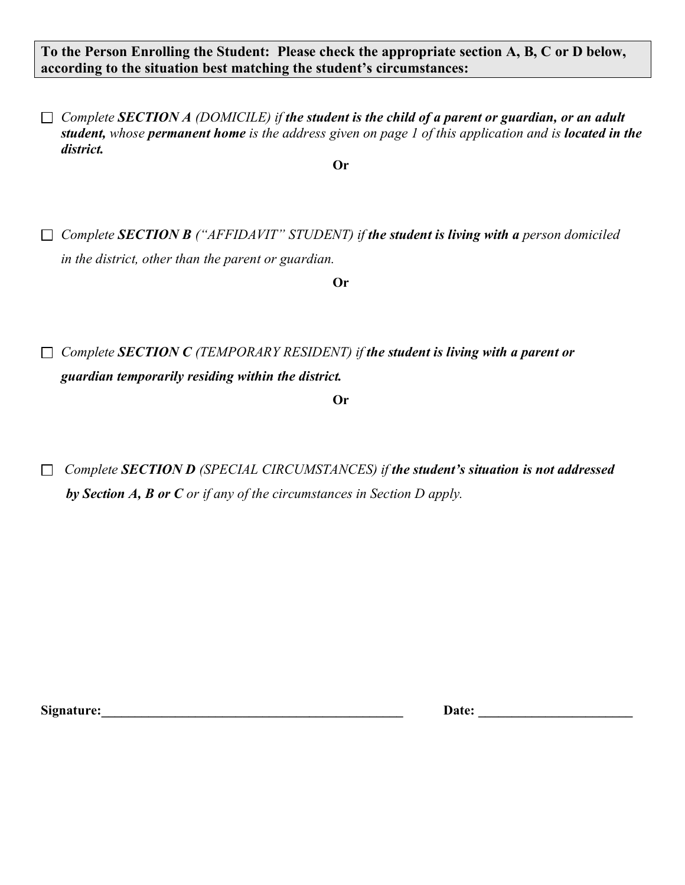**To the Person Enrolling the Student: Please check the appropriate section A, B, C or D below, according to the situation best matching the student's circumstances:**

☐ *Complete* ***SECTION A*** *(DOMICILE) if* ***the student is the child of a parent or guardian, or an adult student,*** *whose* ***permanent home*** *is the address given on page 1 of this application and is* ***located in the district.***

**Or**

☐ *Complete* ***SECTION B*** *("AFFIDAVIT" STUDENT) if* ***the student is living with a*** *person domiciled in the district, other than the parent or guardian.*

**Or**

☐ *Complete* ***SECTION C*** *(TEMPORARY RESIDENT) if* ***the student is living with a parent or guardian temporarily residing within the district.***

**Or**

☐ *Complete* ***SECTION D*** *(SPECIAL CIRCUMSTANCES) if* ***the student's situation is not addressed by Section A, B or C*** *or if any of the circumstances in Section D apply.*

**Signature:**_______________________________________________ **Date:** ________________________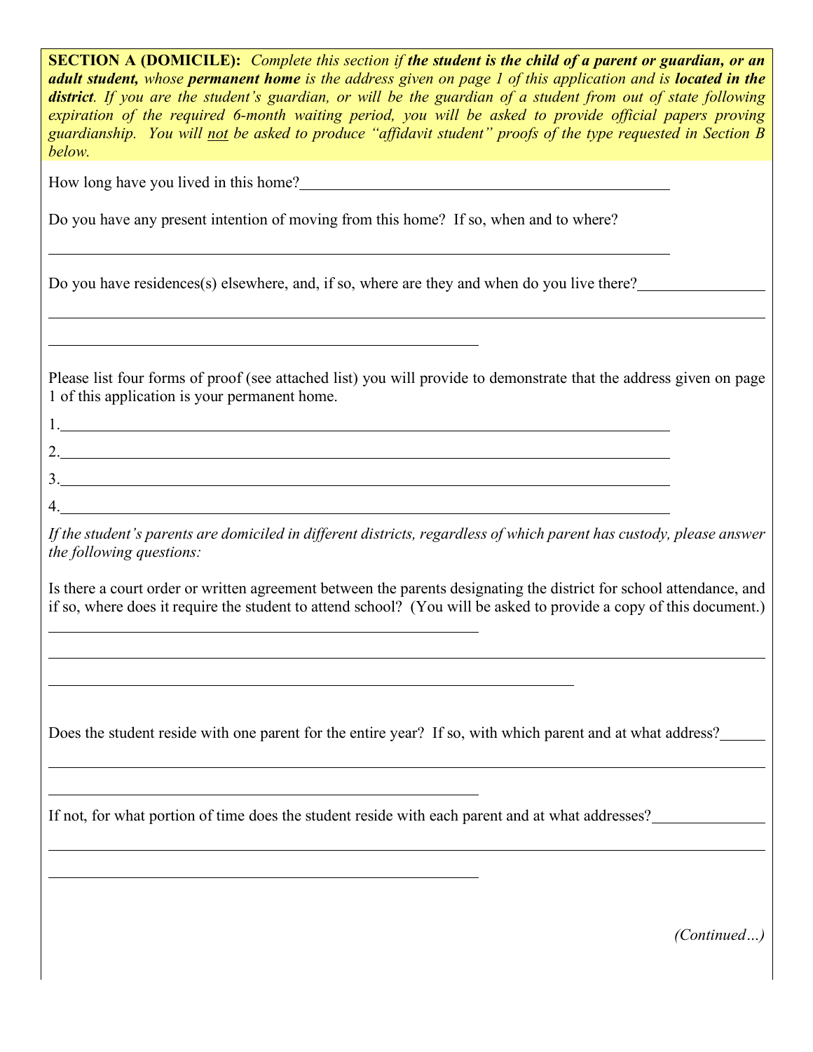**SECTION A (DOMICILE):** *Complete this section if* ***the student is the child of a parent or guardian, or an adult student,*** *whose* ***permanent home*** *is the address given on page 1 of this application and is* ***located in the district****. If you are the student's guardian, or will be the guardian of a student from out of state following expiration of the required 6-month waiting period, you will be asked to provide official papers proving guardianship. You will not be asked to produce "affidavit student" proofs of the type requested in Section B below.*

How long have you lived in this home?\_\_\_\_\_\_\_\_\_\_\_\_\_\_\_\_\_\_\_\_\_\_\_\_\_\_\_\_\_\_\_\_\_\_\_\_\_\_\_\_

Do you have any present intention of moving from this home? If so, when and to where?

\_\_\_\_\_\_\_\_\_\_\_\_\_\_\_\_\_\_\_\_\_\_\_\_\_\_\_\_\_\_\_\_\_\_\_\_\_\_\_\_\_\_\_\_\_\_\_\_\_\_\_\_\_\_\_\_\_\_\_\_\_\_\_\_\_\_\_\_

Do you have residences(s) elsewhere, and, if so, where are they and when do you live there?\_\_\_\_\_\_\_\_\_\_\_\_\_\_

\_\_\_\_\_\_\_\_\_\_\_\_\_\_\_\_\_\_\_\_\_\_\_\_\_\_\_\_\_\_\_\_\_\_\_\_\_\_\_\_\_\_\_\_\_\_\_\_\_\_\_\_\_\_\_\_\_\_\_\_\_\_\_\_\_\_\_\_\_\_\_\_\_\_\_\_\_\_

\_\_\_\_\_\_\_\_\_\_\_\_\_\_\_\_\_\_\_\_\_\_\_\_\_\_\_\_\_\_\_\_\_\_\_\_\_\_\_\_\_\_\_\_\_\_

Please list four forms of proof (see attached list) you will provide to demonstrate that the address given on page 1 of this application is your permanent home.

1.\_\_\_\_\_\_\_\_\_\_\_\_\_\_\_\_\_\_\_\_\_\_\_\_\_\_\_\_\_\_\_\_\_\_\_\_\_\_\_\_\_\_\_\_\_\_\_\_\_\_\_\_\_\_\_\_\_\_\_\_\_\_\_\_\_\_

2.\_\_\_\_\_\_\_\_\_\_\_\_\_\_\_\_\_\_\_\_\_\_\_\_\_\_\_\_\_\_\_\_\_\_\_\_\_\_\_\_\_\_\_\_\_\_\_\_\_\_\_\_\_\_\_\_\_\_\_\_\_\_\_\_\_\_

3.\_\_\_\_\_\_\_\_\_\_\_\_\_\_\_\_\_\_\_\_\_\_\_\_\_\_\_\_\_\_\_\_\_\_\_\_\_\_\_\_\_\_\_\_\_\_\_\_\_\_\_\_\_\_\_\_\_\_\_\_\_\_\_\_\_\_

4.\_\_\_\_\_\_\_\_\_\_\_\_\_\_\_\_\_\_\_\_\_\_\_\_\_\_\_\_\_\_\_\_\_\_\_\_\_\_\_\_\_\_\_\_\_\_\_\_\_\_\_\_\_\_\_\_\_\_\_\_\_\_\_\_\_\_

*If the student's parents are domiciled in different districts, regardless of which parent has custody, please answer the following questions:*

Is there a court order or written agreement between the parents designating the district for school attendance, and if so, where does it require the student to attend school? (You will be asked to provide a copy of this document.)

\_\_\_\_\_\_\_\_\_\_\_\_\_\_\_\_\_\_\_\_\_\_\_\_\_\_\_\_\_\_\_\_\_\_\_\_\_\_\_\_\_\_\_\_\_\_

\_\_\_\_\_\_\_\_\_\_\_\_\_\_\_\_\_\_\_\_\_\_\_\_\_\_\_\_\_\_\_\_\_\_\_\_\_\_\_\_\_\_\_\_\_\_\_\_\_\_\_\_\_\_\_\_\_\_\_\_\_\_\_\_\_\_\_\_\_\_\_\_\_\_\_\_\_\_

\_\_\_\_\_\_\_\_\_\_\_\_\_\_\_\_\_\_\_\_\_\_\_\_\_\_\_\_\_\_\_\_\_\_\_\_\_\_\_\_\_\_\_\_\_\_\_\_\_\_\_\_\_\_\_\_\_\_

Does the student reside with one parent for the entire year? If so, with which parent and at what address?\_\_\_\_\_

\_\_\_\_\_\_\_\_\_\_\_\_\_\_\_\_\_\_\_\_\_\_\_\_\_\_\_\_\_\_\_\_\_\_\_\_\_\_\_\_\_\_\_\_\_\_\_\_\_\_\_\_\_\_\_\_\_\_\_\_\_\_\_\_\_\_\_\_\_\_\_\_\_\_\_\_\_\_

\_\_\_\_\_\_\_\_\_\_\_\_\_\_\_\_\_\_\_\_\_\_\_\_\_\_\_\_\_\_\_\_\_\_\_\_\_\_\_\_\_\_\_\_\_\_

If not, for what portion of time does the student reside with each parent and at what addresses?\_\_\_\_\_\_\_\_\_\_\_\_

\_\_\_\_\_\_\_\_\_\_\_\_\_\_\_\_\_\_\_\_\_\_\_\_\_\_\_\_\_\_\_\_\_\_\_\_\_\_\_\_\_\_\_\_\_\_\_\_\_\_\_\_\_\_\_\_\_\_\_\_\_\_\_\_\_\_\_\_\_\_\_\_\_\_\_\_\_\_

\_\_\_\_\_\_\_\_\_\_\_\_\_\_\_\_\_\_\_\_\_\_\_\_\_\_\_\_\_\_\_\_\_\_\_\_\_\_\_\_\_\_\_\_\_\_

*(Continued…)*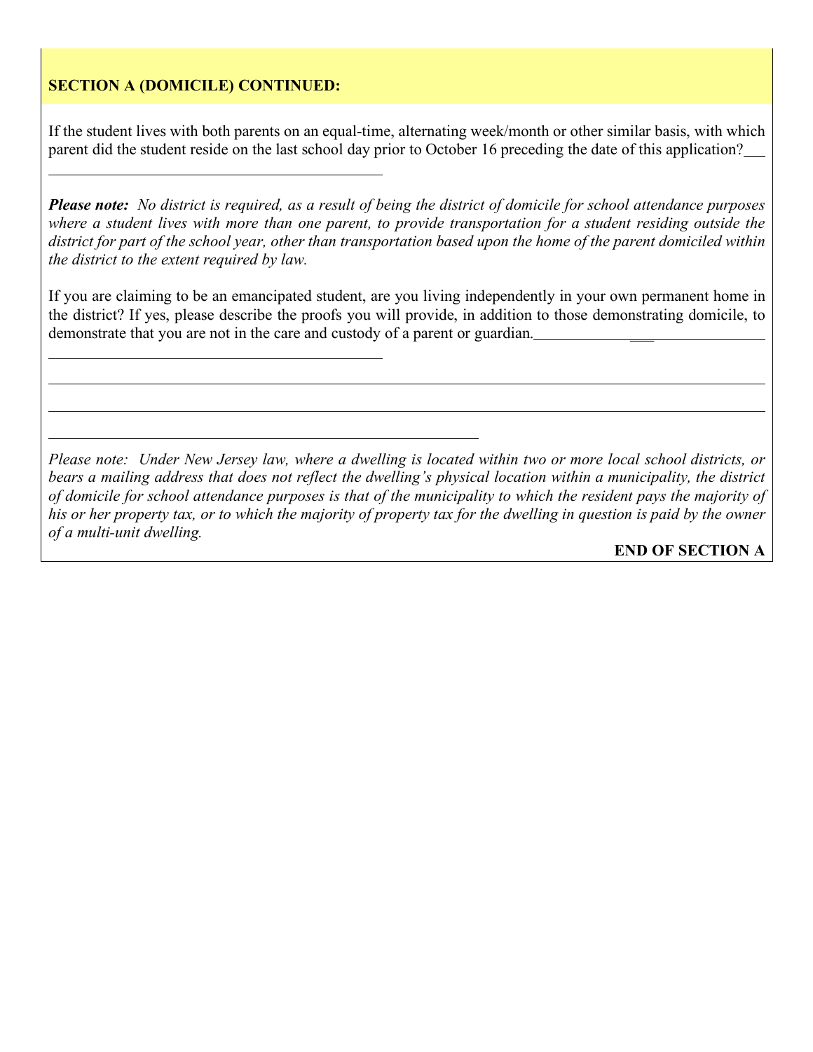**SECTION A (DOMICILE) CONTINUED:**

If the student lives with both parents on an equal-time, alternating week/month or other similar basis, with which parent did the student reside on the last school day prior to October 16 preceding the date of this application?\_\_\_

\_\_\_\_\_\_\_\_\_\_\_\_\_\_\_\_\_\_\_\_\_\_\_\_\_\_\_\_\_\_\_\_\_\_\_\_\_\_\_\_\_\_\_\_\_\_

***Please note:*** *No district is required, as a result of being the district of domicile for school attendance purposes where a student lives with more than one parent, to provide transportation for a student residing outside the district for part of the school year, other than transportation based upon the home of the parent domiciled within the district to the extent required by law.*

If you are claiming to be an emancipated student, are you living independently in your own permanent home in the district? If yes, please describe the proofs you will provide, in addition to those demonstrating domicile, to demonstrate that you are not in the care and custody of a parent or guardian.\_\_\_\_\_\_\_\_\_\_\_\_\_\_\_\_\_\_\_\_\_\_\_\_\_\_\_\_\_\_\_\_\_\_\_\_

\_\_\_\_\_\_\_\_\_\_\_\_\_\_\_\_\_\_\_\_\_\_\_\_\_\_\_\_\_\_\_\_\_\_\_\_\_\_\_\_\_\_\_\_\_\_

\_\_\_\_\_\_\_\_\_\_\_\_\_\_\_\_\_\_\_\_\_\_\_\_\_\_\_\_\_\_\_\_\_\_\_\_\_\_\_\_\_\_\_\_\_\_\_\_\_\_\_\_\_\_\_\_\_\_\_\_\_\_\_\_\_\_\_\_\_\_\_\_\_\_\_\_\_\_\_\_\_\_\_\_\_\_\_\_\_\_\_\_\_\_\_\_\_\_\_\_\_\_\_\_

\_\_\_\_\_\_\_\_\_\_\_\_\_\_\_\_\_\_\_\_\_\_\_\_\_\_\_\_\_\_\_\_\_\_\_\_\_\_\_\_\_\_\_\_\_\_\_\_\_\_\_\_\_\_\_\_\_\_\_\_\_\_\_\_\_\_\_\_\_\_\_\_\_\_\_\_\_\_\_\_\_\_\_\_\_\_\_\_\_\_\_\_\_\_\_\_\_\_\_\_\_\_\_\_

\_\_\_\_\_\_\_\_\_\_\_\_\_\_\_\_\_\_\_\_\_\_\_\_\_\_\_\_\_\_\_\_\_\_\_\_\_\_\_\_\_\_\_\_\_\_\_\_\_\_\_\_\_\_\_\_\_\_\_

*Please note: Under New Jersey law, where a dwelling is located within two or more local school districts, or bears a mailing address that does not reflect the dwelling's physical location within a municipality, the district of domicile for school attendance purposes is that of the municipality to which the resident pays the majority of his or her property tax, or to which the majority of property tax for the dwelling in question is paid by the owner of a multi-unit dwelling.*

**END OF SECTION A**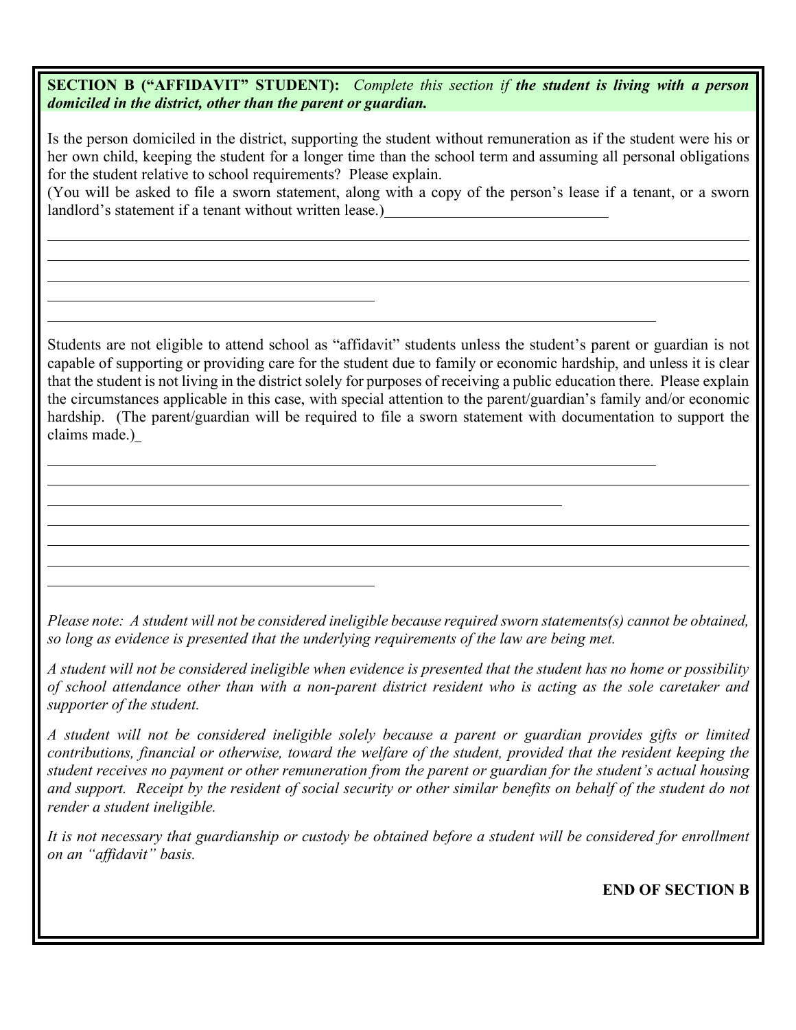**SECTION B ("AFFIDAVIT" STUDENT):** *Complete this section if* ***the student is living with a person domiciled in the district, other than the parent or guardian.***

Is the person domiciled in the district, supporting the student without remuneration as if the student were his or her own child, keeping the student for a longer time than the school term and assuming all personal obligations for the student relative to school requirements? Please explain.
(You will be asked to file a sworn statement, along with a copy of the person's lease if a tenant, or a sworn landlord's statement if a tenant without written lease.)______________________________

________________________________________________________________________________________________
________________________________________________________________________________________________
________________________________________________________________________________________________
____________________________________________
__________________________________________________________________________________

Students are not eligible to attend school as "affidavit" students unless the student's parent or guardian is not capable of supporting or providing care for the student due to family or economic hardship, and unless it is clear that the student is not living in the district solely for purposes of receiving a public education there. Please explain the circumstances applicable in this case, with special attention to the parent/guardian's family and/or economic hardship. (The parent/guardian will be required to file a sworn statement with documentation to support the claims made.)_

__________________________________________________________________________________
________________________________________________________________________________________________
_____________________________________________________________________
________________________________________________________________________________________________
________________________________________________________________________________________________
________________________________________________________________________________________________
____________________________________________

*Please note: A student will not be considered ineligible because required sworn statements(s) cannot be obtained, so long as evidence is presented that the underlying requirements of the law are being met.*

*A student will not be considered ineligible when evidence is presented that the student has no home or possibility of school attendance other than with a non-parent district resident who is acting as the sole caretaker and supporter of the student.*

*A student will not be considered ineligible solely because a parent or guardian provides gifts or limited contributions, financial or otherwise, toward the welfare of the student, provided that the resident keeping the student receives no payment or other remuneration from the parent or guardian for the student's actual housing and support. Receipt by the resident of social security or other similar benefits on behalf of the student do not render a student ineligible.*

*It is not necessary that guardianship or custody be obtained before a student will be considered for enrollment on an "affidavit" basis.*

**END OF SECTION B**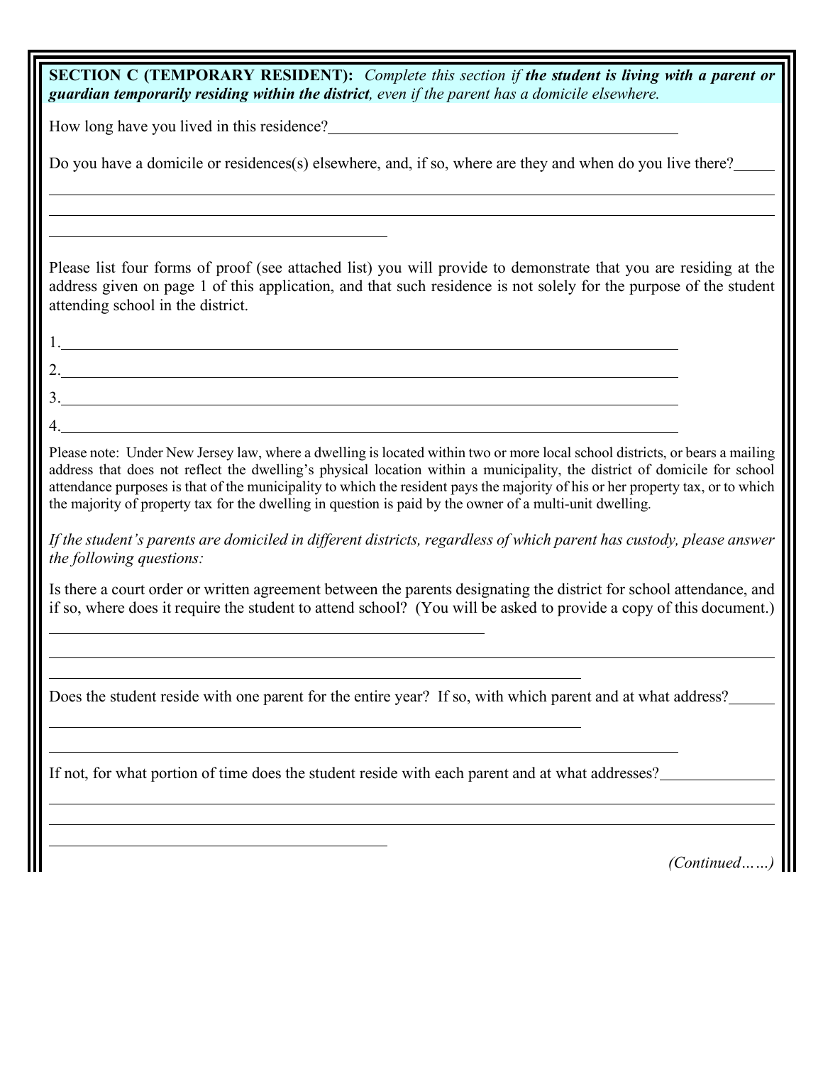**SECTION C (TEMPORARY RESIDENT):** *Complete this section if **the student is living with a parent or guardian temporarily residing within the district**, even if the parent has a domicile elsewhere.*

How long have you lived in this residence?\_\_\_\_\_\_\_\_\_\_\_\_\_\_\_\_\_\_\_\_\_\_\_\_\_\_\_\_\_\_\_\_\_\_\_\_\_\_\_\_\_\_\_\_

Do you have a domicile or residences(s) elsewhere, and, if so, where are they and when do you live there?\_\_\_\_\_

\_\_\_\_\_\_\_\_\_\_\_\_\_\_\_\_\_\_\_\_\_\_\_\_\_\_\_\_\_\_\_\_\_\_\_\_\_\_\_\_\_\_\_\_\_\_\_\_\_\_\_\_\_\_\_\_\_\_\_\_\_\_\_\_\_\_\_\_\_\_\_\_\_\_\_\_\_\_\_\_\_\_\_\_\_\_\_\_\_\_\_\_\_\_\_\_\_\_

\_\_\_\_\_\_\_\_\_\_\_\_\_\_\_\_\_\_\_\_\_\_\_\_\_\_\_\_\_\_\_\_\_\_\_\_\_\_\_\_\_\_\_\_\_\_\_\_\_\_\_\_\_\_\_\_\_\_\_\_\_\_\_\_\_\_\_\_\_\_\_\_\_\_\_\_\_\_\_\_\_\_\_\_\_\_\_\_\_\_\_\_\_\_\_\_\_\_

\_\_\_\_\_\_\_\_\_\_\_\_\_\_\_\_\_\_\_\_\_\_\_\_\_\_\_\_\_\_\_\_\_\_\_\_\_\_\_\_\_\_\_\_

Please list four forms of proof (see attached list) you will provide to demonstrate that you are residing at the address given on page 1 of this application, and that such residence is not solely for the purpose of the student attending school in the district.

1.\_\_\_\_\_\_\_\_\_\_\_\_\_\_\_\_\_\_\_\_\_\_\_\_\_\_\_\_\_\_\_\_\_\_\_\_\_\_\_\_\_\_\_\_\_\_\_\_\_\_\_\_\_\_\_\_\_\_\_\_\_\_\_\_\_\_\_\_\_\_\_\_\_\_\_\_\_\_\_\_

2.\_\_\_\_\_\_\_\_\_\_\_\_\_\_\_\_\_\_\_\_\_\_\_\_\_\_\_\_\_\_\_\_\_\_\_\_\_\_\_\_\_\_\_\_\_\_\_\_\_\_\_\_\_\_\_\_\_\_\_\_\_\_\_\_\_\_\_\_\_\_\_\_\_\_\_\_\_\_\_\_

3.\_\_\_\_\_\_\_\_\_\_\_\_\_\_\_\_\_\_\_\_\_\_\_\_\_\_\_\_\_\_\_\_\_\_\_\_\_\_\_\_\_\_\_\_\_\_\_\_\_\_\_\_\_\_\_\_\_\_\_\_\_\_\_\_\_\_\_\_\_\_\_\_\_\_\_\_\_\_\_\_

4.\_\_\_\_\_\_\_\_\_\_\_\_\_\_\_\_\_\_\_\_\_\_\_\_\_\_\_\_\_\_\_\_\_\_\_\_\_\_\_\_\_\_\_\_\_\_\_\_\_\_\_\_\_\_\_\_\_\_\_\_\_\_\_\_\_\_\_\_\_\_\_\_\_\_\_\_\_\_\_\_

Please note: Under New Jersey law, where a dwelling is located within two or more local school districts, or bears a mailing address that does not reflect the dwelling's physical location within a municipality, the district of domicile for school attendance purposes is that of the municipality to which the resident pays the majority of his or her property tax, or to which the majority of property tax for the dwelling in question is paid by the owner of a multi-unit dwelling.

*If the student's parents are domiciled in different districts, regardless of which parent has custody, please answer the following questions:*

Is there a court order or written agreement between the parents designating the district for school attendance, and if so, where does it require the student to attend school? (You will be asked to provide a copy of this document.)

\_\_\_\_\_\_\_\_\_\_\_\_\_\_\_\_\_\_\_\_\_\_\_\_\_\_\_\_\_\_\_\_\_\_\_\_\_\_\_\_\_\_\_\_\_\_\_\_\_\_\_\_\_\_\_\_\_\_\_\_

\_\_\_\_\_\_\_\_\_\_\_\_\_\_\_\_\_\_\_\_\_\_\_\_\_\_\_\_\_\_\_\_\_\_\_\_\_\_\_\_\_\_\_\_\_\_\_\_\_\_\_\_\_\_\_\_\_\_\_\_\_\_\_\_\_\_\_\_\_\_\_\_\_\_\_\_\_\_\_\_\_\_\_\_\_\_\_\_\_\_\_\_\_\_\_\_\_\_

\_\_\_\_\_\_\_\_\_\_\_\_\_\_\_\_\_\_\_\_\_\_\_\_\_\_\_\_\_\_\_\_\_\_\_\_\_\_\_\_\_\_\_\_\_\_\_\_\_\_\_\_\_\_\_\_\_\_\_\_\_\_\_\_\_\_\_\_\_\_\_\_\_\_\_\_

Does the student reside with one parent for the entire year? If so, with which parent and at what address?\_\_\_\_\_\_

\_\_\_\_\_\_\_\_\_\_\_\_\_\_\_\_\_\_\_\_\_\_\_\_\_\_\_\_\_\_\_\_\_\_\_\_\_\_\_\_\_\_\_\_\_\_\_\_\_\_\_\_\_\_\_\_\_\_\_\_\_\_\_\_\_\_\_\_\_\_\_\_\_\_\_\_

\_\_\_\_\_\_\_\_\_\_\_\_\_\_\_\_\_\_\_\_\_\_\_\_\_\_\_\_\_\_\_\_\_\_\_\_\_\_\_\_\_\_\_\_\_\_\_\_\_\_\_\_\_\_\_\_\_\_\_\_\_\_\_\_\_\_\_\_\_\_\_\_\_\_\_\_\_\_\_\_\_\_\_\_\_\_\_\_

If not, for what portion of time does the student reside with each parent and at what addresses?\_\_\_\_\_\_\_\_\_\_\_\_\_\_

\_\_\_\_\_\_\_\_\_\_\_\_\_\_\_\_\_\_\_\_\_\_\_\_\_\_\_\_\_\_\_\_\_\_\_\_\_\_\_\_\_\_\_\_\_\_\_\_\_\_\_\_\_\_\_\_\_\_\_\_\_\_\_\_\_\_\_\_\_\_\_\_\_\_\_\_\_\_\_\_\_\_\_\_\_\_\_\_\_\_\_\_\_\_\_\_\_\_

\_\_\_\_\_\_\_\_\_\_\_\_\_\_\_\_\_\_\_\_\_\_\_\_\_\_\_\_\_\_\_\_\_\_\_\_\_\_\_\_\_\_\_\_\_\_\_\_\_\_\_\_\_\_\_\_\_\_\_\_\_\_\_\_\_\_\_\_\_\_\_\_\_\_\_\_\_\_\_\_\_\_\_\_\_\_\_\_\_\_\_\_\_\_\_\_\_\_

\_\_\_\_\_\_\_\_\_\_\_\_\_\_\_\_\_\_\_\_\_\_\_\_\_\_\_\_\_\_\_\_\_\_\_\_\_\_\_\_\_\_\_\_

*(Continued……)*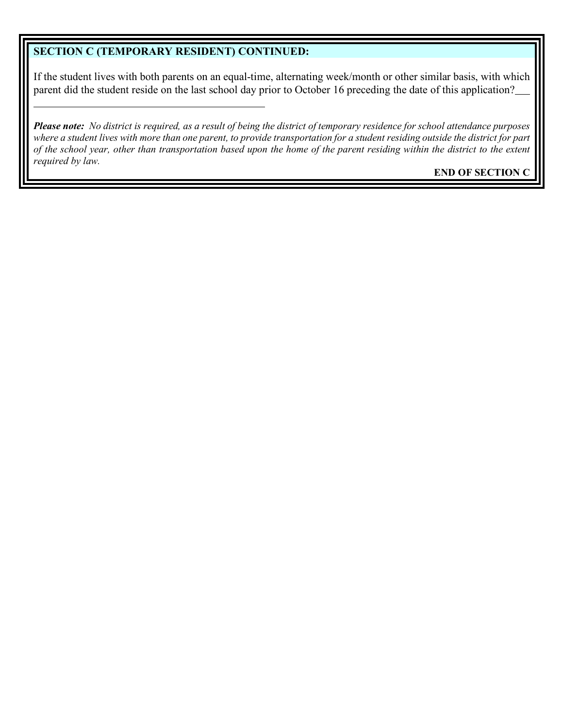## SECTION C (TEMPORARY RESIDENT) CONTINUED:

If the student lives with both parents on an equal-time, alternating week/month or other similar basis, with which parent did the student reside on the last school day prior to October 16 preceding the date of this application?___

_____________________________________________

***Please note:*** *No district is required, as a result of being the district of temporary residence for school attendance purposes where a student lives with more than one parent, to provide transportation for a student residing outside the district for part of the school year, other than transportation based upon the home of the parent residing within the district to the extent required by law.*

**END OF SECTION C**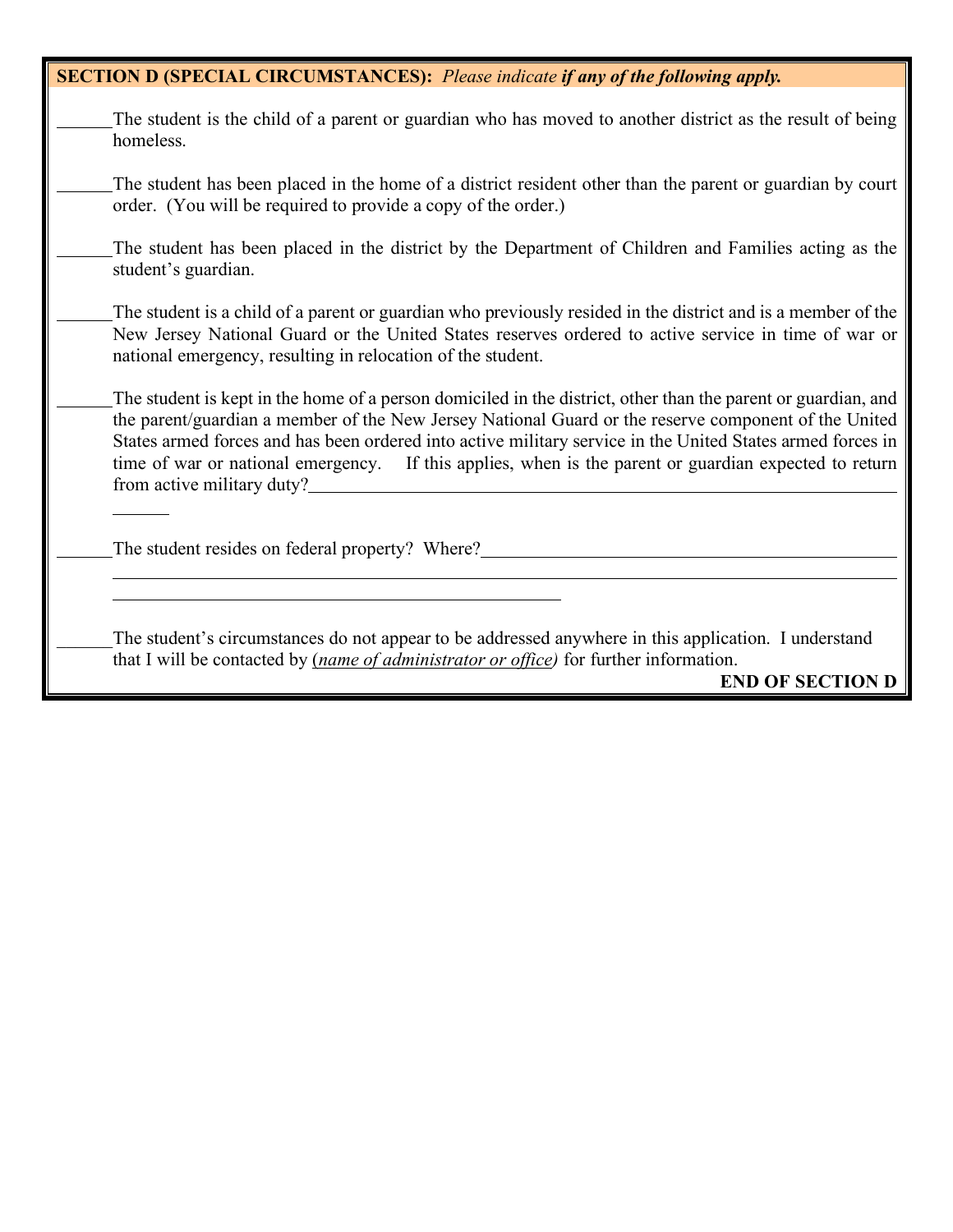**SECTION D (SPECIAL CIRCUMSTANCES):** *Please indicate* ***if any of the following apply.***

______The student is the child of a parent or guardian who has moved to another district as the result of being homeless.

______The student has been placed in the home of a district resident other than the parent or guardian by court order. (You will be required to provide a copy of the order.)

______The student has been placed in the district by the Department of Children and Families acting as the student's guardian.

______The student is a child of a parent or guardian who previously resided in the district and is a member of the New Jersey National Guard or the United States reserves ordered to active service in time of war or national emergency, resulting in relocation of the student.

______The student is kept in the home of a person domiciled in the district, other than the parent or guardian, and the parent/guardian a member of the New Jersey National Guard or the reserve component of the United States armed forces and has been ordered into active military service in the United States armed forces in time of war or national emergency. If this applies, when is the parent or guardian expected to return from active military duty?______________________________________________________________________

______The student resides on federal property? Where?________________________________________________
____________________________________________________________________________________________
__________________________________________________

______The student's circumstances do not appear to be addressed anywhere in this application. I understand that I will be contacted by (*name of administrator or office)* for further information.

**END OF SECTION D**